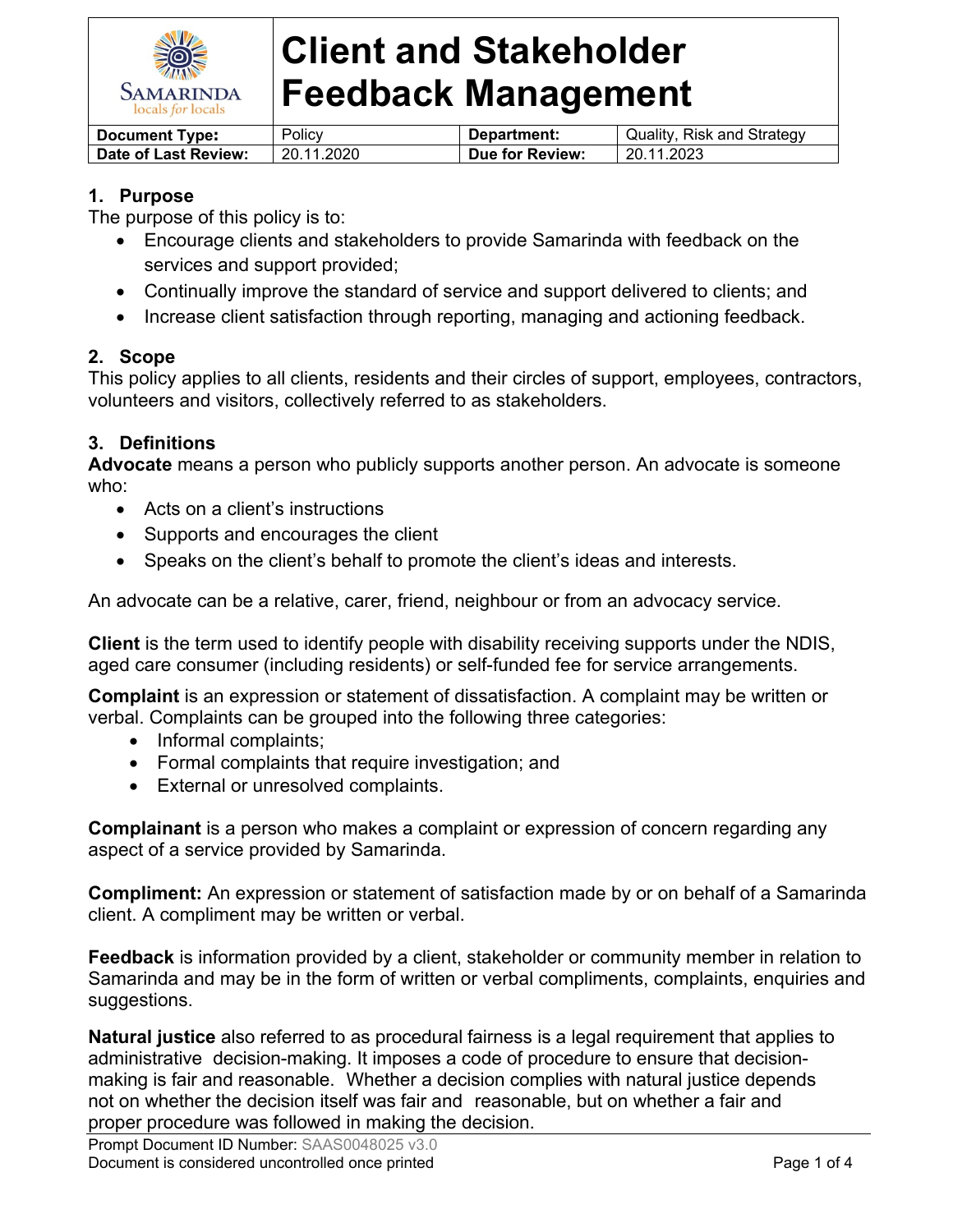# Client and Stakeholder Feedback Management

| Document Type: | Policy | Department: | Quality, Risk and Strategy |
|---|---|---|---|
| Date of Last Review: | 20.11.2020 | Due for Review: | 20.11.2023 |

## 1. Purpose

The purpose of this policy is to:

- Encourage clients and stakeholders to provide Samarinda with feedback on the services and support provided;
- Continually improve the standard of service and support delivered to clients; and
- Increase client satisfaction through reporting, managing and actioning feedback.

## 2. Scope

This policy applies to all clients, residents and their circles of support, employees, contractors, volunteers and visitors, collectively referred to as stakeholders.

## 3. Definitions

**Advocate** means a person who publicly supports another person. An advocate is someone who:

- Acts on a client's instructions
- Supports and encourages the client
- Speaks on the client's behalf to promote the client's ideas and interests.

An advocate can be a relative, carer, friend, neighbour or from an advocacy service.

**Client** is the term used to identify people with disability receiving supports under the NDIS, aged care consumer (including residents) or self-funded fee for service arrangements.

**Complaint** is an expression or statement of dissatisfaction. A complaint may be written or verbal. Complaints can be grouped into the following three categories:

- Informal complaints;
- Formal complaints that require investigation; and
- External or unresolved complaints.

**Complainant** is a person who makes a complaint or expression of concern regarding any aspect of a service provided by Samarinda.

**Compliment:** An expression or statement of satisfaction made by or on behalf of a Samarinda client. A compliment may be written or verbal.

**Feedback** is information provided by a client, stakeholder or community member in relation to Samarinda and may be in the form of written or verbal compliments, complaints, enquiries and suggestions.

**Natural justice** also referred to as procedural fairness is a legal requirement that applies to administrative decision-making. It imposes a code of procedure to ensure that decision-making is fair and reasonable. Whether a decision complies with natural justice depends not on whether the decision itself was fair and reasonable, but on whether a fair and proper procedure was followed in making the decision.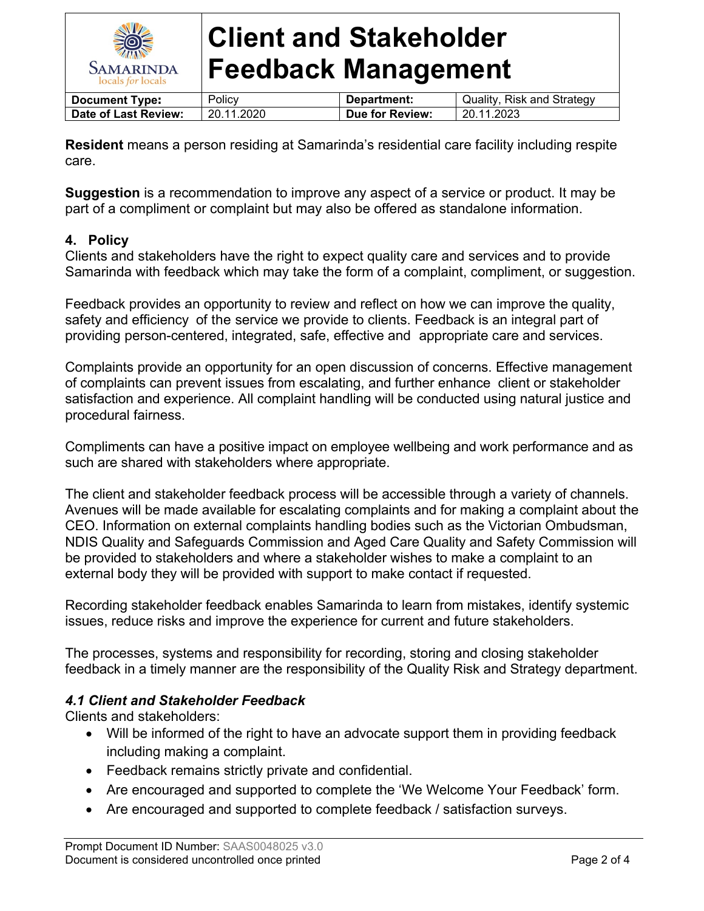**Resident** means a person residing at Samarinda's residential care facility including respite care.

**Suggestion** is a recommendation to improve any aspect of a service or product. It may be part of a compliment or complaint but may also be offered as standalone information.

## 4. Policy

Clients and stakeholders have the right to expect quality care and services and to provide Samarinda with feedback which may take the form of a complaint, compliment, or suggestion.

Feedback provides an opportunity to review and reflect on how we can improve the quality, safety and efficiency of the service we provide to clients. Feedback is an integral part of providing person-centered, integrated, safe, effective and appropriate care and services.

Complaints provide an opportunity for an open discussion of concerns. Effective management of complaints can prevent issues from escalating, and further enhance client or stakeholder satisfaction and experience. All complaint handling will be conducted using natural justice and procedural fairness.

Compliments can have a positive impact on employee wellbeing and work performance and as such are shared with stakeholders where appropriate.

The client and stakeholder feedback process will be accessible through a variety of channels. Avenues will be made available for escalating complaints and for making a complaint about the CEO. Information on external complaints handling bodies such as the Victorian Ombudsman, NDIS Quality and Safeguards Commission and Aged Care Quality and Safety Commission will be provided to stakeholders and where a stakeholder wishes to make a complaint to an external body they will be provided with support to make contact if requested.

Recording stakeholder feedback enables Samarinda to learn from mistakes, identify systemic issues, reduce risks and improve the experience for current and future stakeholders.

The processes, systems and responsibility for recording, storing and closing stakeholder feedback in a timely manner are the responsibility of the Quality Risk and Strategy department.

### *4.1 Client and Stakeholder Feedback*

Clients and stakeholders:

- Will be informed of the right to have an advocate support them in providing feedback including making a complaint.
- Feedback remains strictly private and confidential.
- Are encouraged and supported to complete the 'We Welcome Your Feedback' form.
- Are encouraged and supported to complete feedback / satisfaction surveys.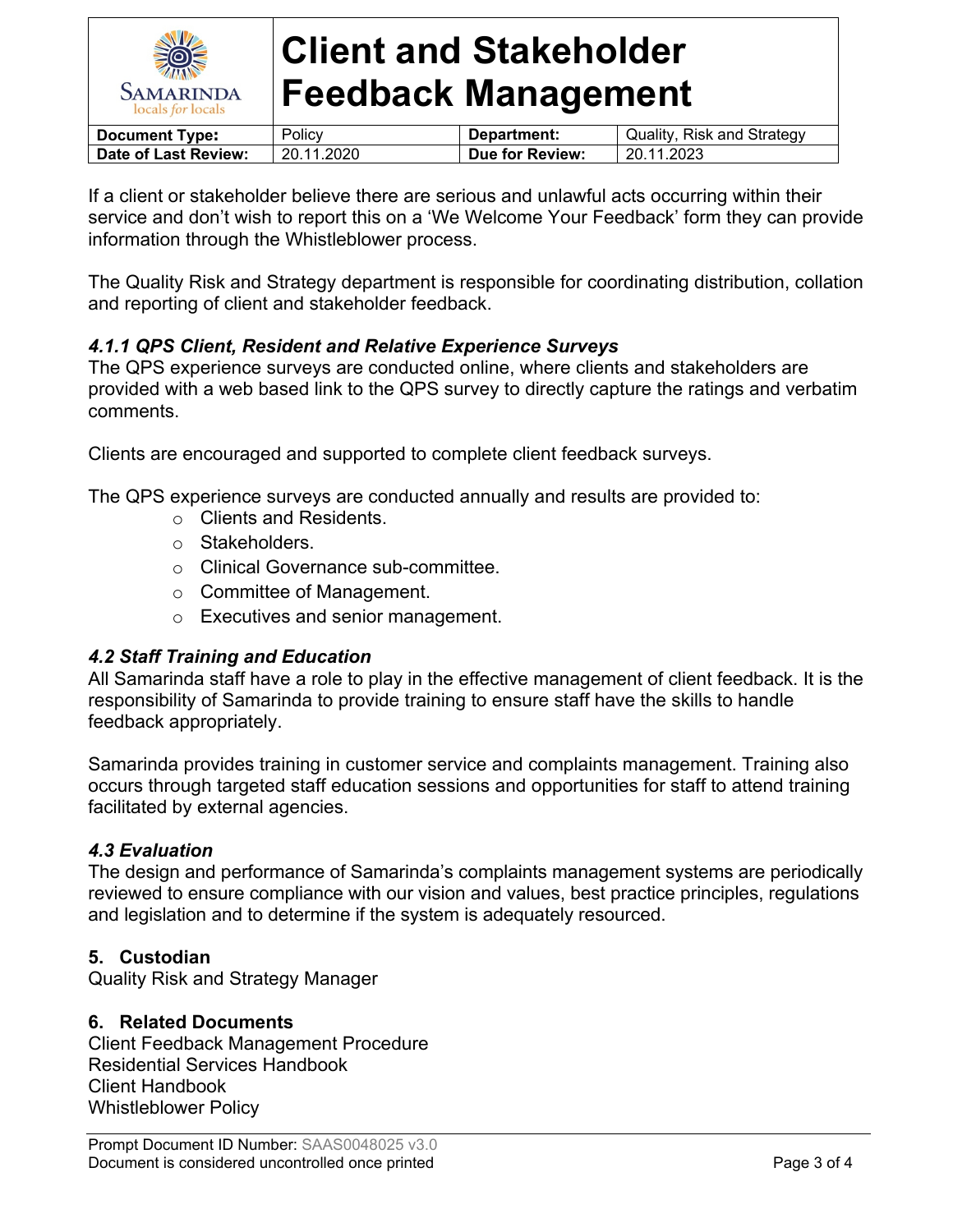If a client or stakeholder believe there are serious and unlawful acts occurring within their service and don't wish to report this on a 'We Welcome Your Feedback' form they can provide information through the Whistleblower process.

The Quality Risk and Strategy department is responsible for coordinating distribution, collation and reporting of client and stakeholder feedback.

### *4.1.1 QPS Client, Resident and Relative Experience Surveys*

The QPS experience surveys are conducted online, where clients and stakeholders are provided with a web based link to the QPS survey to directly capture the ratings and verbatim comments.

Clients are encouraged and supported to complete client feedback surveys.

The QPS experience surveys are conducted annually and results are provided to:

- Clients and Residents.
- Stakeholders.
- Clinical Governance sub-committee.
- Committee of Management.
- Executives and senior management.

### *4.2 Staff Training and Education*

All Samarinda staff have a role to play in the effective management of client feedback. It is the responsibility of Samarinda to provide training to ensure staff have the skills to handle feedback appropriately.

Samarinda provides training in customer service and complaints management. Training also occurs through targeted staff education sessions and opportunities for staff to attend training facilitated by external agencies.

### *4.3 Evaluation*

The design and performance of Samarinda's complaints management systems are periodically reviewed to ensure compliance with our vision and values, best practice principles, regulations and legislation and to determine if the system is adequately resourced.

## 5. Custodian

Quality Risk and Strategy Manager

## 6. Related Documents

Client Feedback Management Procedure
Residential Services Handbook
Client Handbook
Whistleblower Policy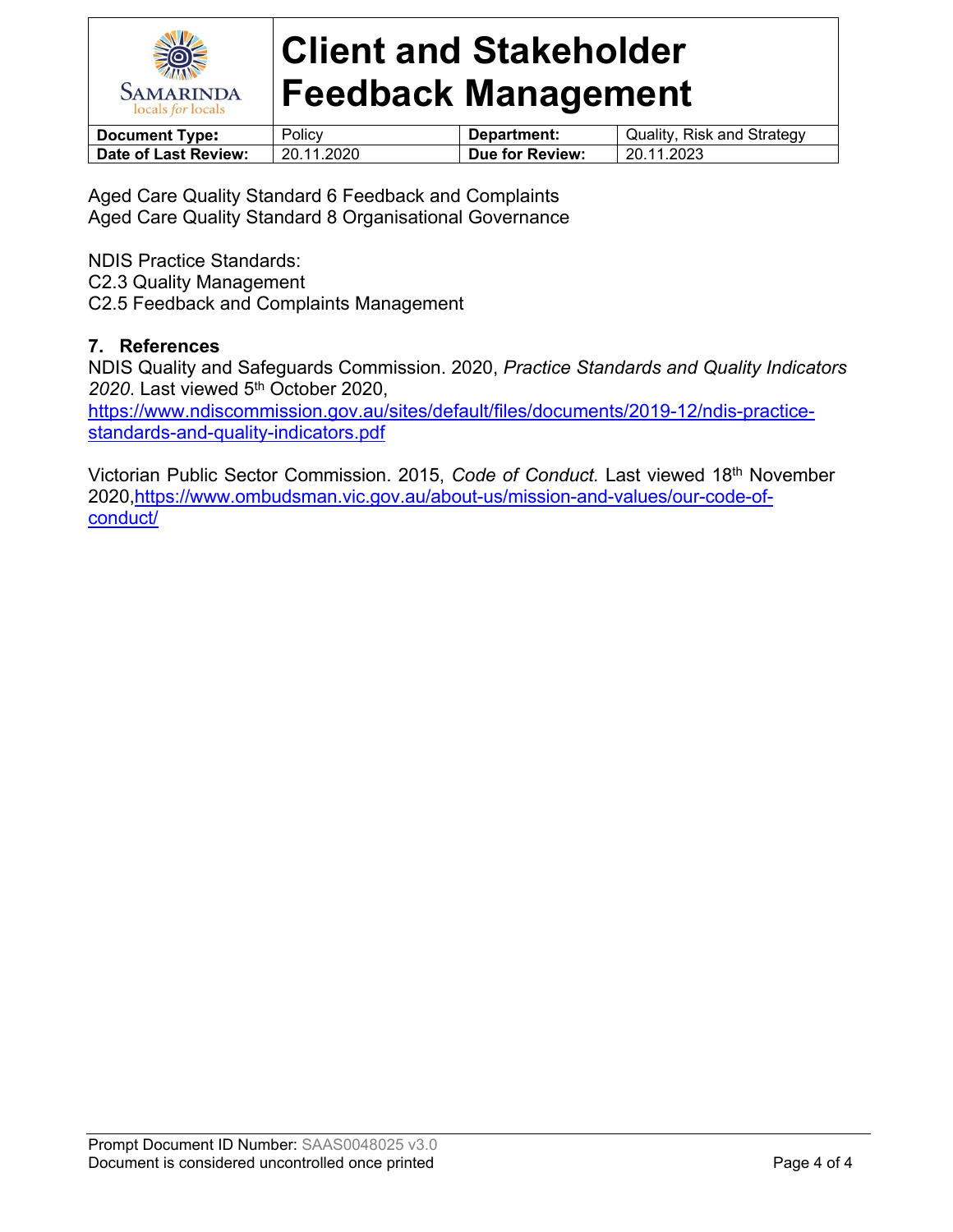Aged Care Quality Standard 6 Feedback and Complaints
Aged Care Quality Standard 8 Organisational Governance

NDIS Practice Standards:
C2.3 Quality Management
C2.5 Feedback and Complaints Management

## 7. References

NDIS Quality and Safeguards Commission. 2020, *Practice Standards and Quality Indicators 2020*. Last viewed 5th October 2020, https://www.ndiscommission.gov.au/sites/default/files/documents/2019-12/ndis-practice-standards-and-quality-indicators.pdf

Victorian Public Sector Commission. 2015, *Code of Conduct.* Last viewed 18th November 2020,https://www.ombudsman.vic.gov.au/about-us/mission-and-values/our-code-of-conduct/